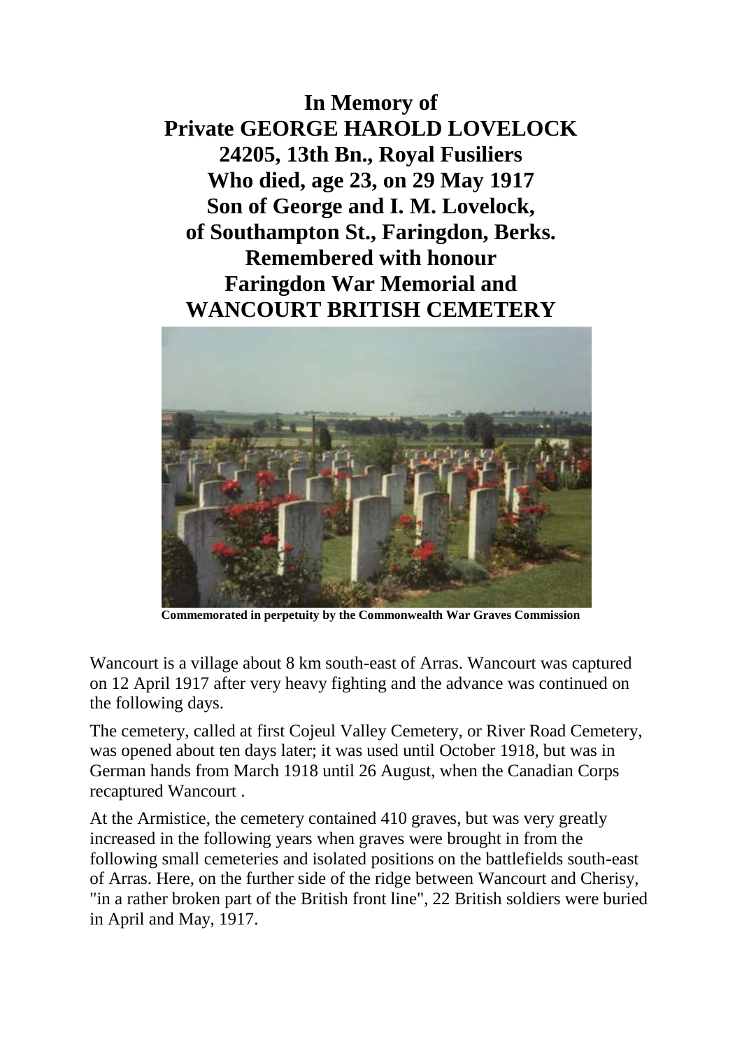**In Memory of**
**Private GEORGE HAROLD LOVELOCK**
**24205, 13th Bn., Royal Fusiliers**
**Who died, age 23, on 29 May 1917**
**Son of George and I. M. Lovelock,**
**of Southampton St., Faringdon, Berks.**
**Remembered with honour**
**Faringdon War Memorial and**
**WANCOURT BRITISH CEMETERY**

**Commemorated in perpetuity by the Commonwealth War Graves Commission**

Wancourt is a village about 8 km south-east of Arras. Wancourt was captured on 12 April 1917 after very heavy fighting and the advance was continued on the following days.

The cemetery, called at first Cojeul Valley Cemetery, or River Road Cemetery, was opened about ten days later; it was used until October 1918, but was in German hands from March 1918 until 26 August, when the Canadian Corps recaptured Wancourt .

At the Armistice, the cemetery contained 410 graves, but was very greatly increased in the following years when graves were brought in from the following small cemeteries and isolated positions on the battlefields south-east of Arras. Here, on the further side of the ridge between Wancourt and Cherisy, "in a rather broken part of the British front line", 22 British soldiers were buried in April and May, 1917.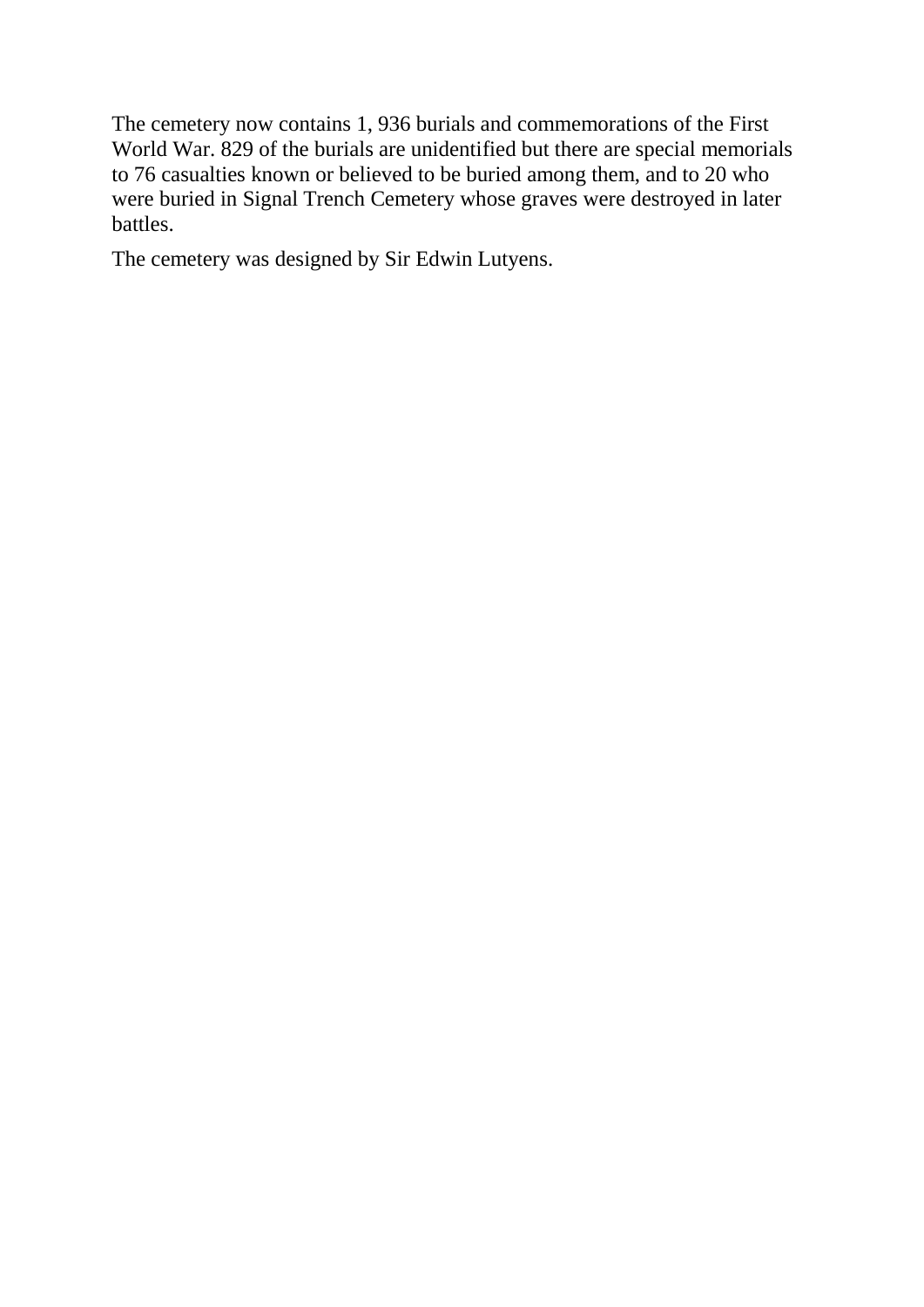The cemetery now contains 1, 936 burials and commemorations of the First World War. 829 of the burials are unidentified but there are special memorials to 76 casualties known or believed to be buried among them, and to 20 who were buried in Signal Trench Cemetery whose graves were destroyed in later battles.

The cemetery was designed by Sir Edwin Lutyens.